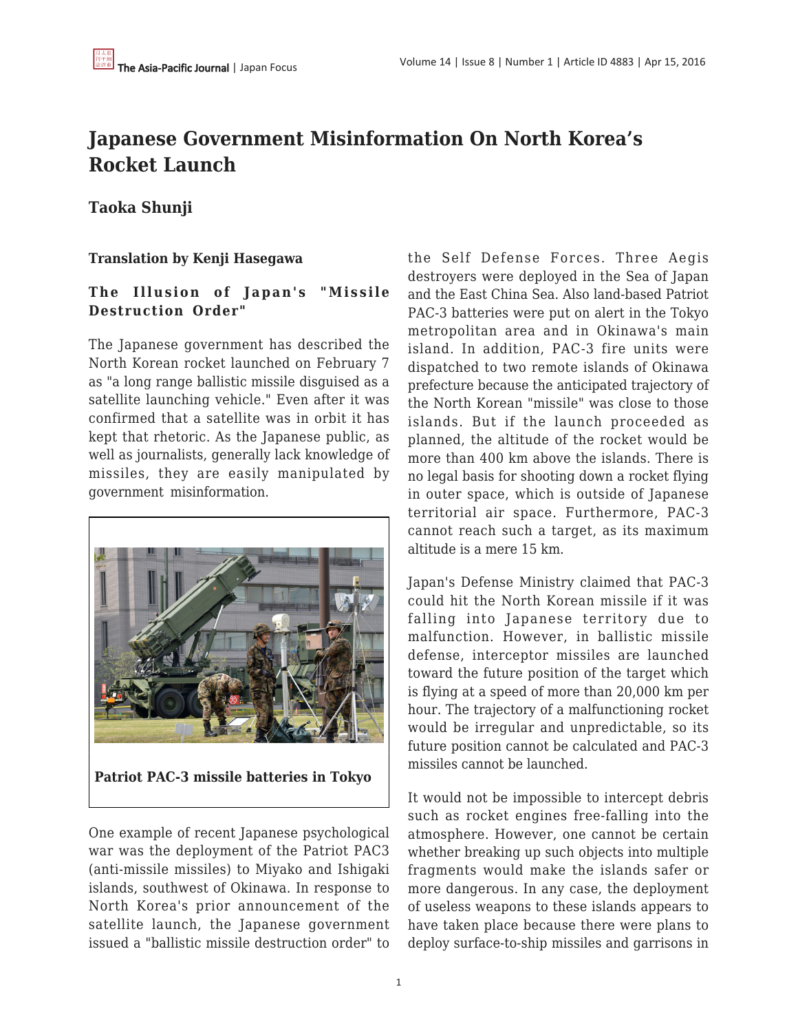# Japanese Government Misinformation On North Korea's Rocket Launch

**Taoka Shunji**

**Translation by Kenji Hasegawa**

### The Illusion of Japan's "Missile Destruction Order"

The Japanese government has described the North Korean rocket launched on February 7 as "a long range ballistic missile disguised as a satellite launching vehicle." Even after it was confirmed that a satellite was in orbit it has kept that rhetoric. As the Japanese public, as well as journalists, generally lack knowledge of missiles, they are easily manipulated by government misinformation.

**Patriot PAC-3 missile batteries in Tokyo**

One example of recent Japanese psychological war was the deployment of the Patriot PAC3 (anti-missile missiles) to Miyako and Ishigaki islands, southwest of Okinawa. In response to North Korea's prior announcement of the satellite launch, the Japanese government issued a "ballistic missile destruction order" to the Self Defense Forces. Three Aegis destroyers were deployed in the Sea of Japan and the East China Sea. Also land-based Patriot PAC-3 batteries were put on alert in the Tokyo metropolitan area and in Okinawa's main island. In addition, PAC-3 fire units were dispatched to two remote islands of Okinawa prefecture because the anticipated trajectory of the North Korean "missile" was close to those islands. But if the launch proceeded as planned, the altitude of the rocket would be more than 400 km above the islands. There is no legal basis for shooting down a rocket flying in outer space, which is outside of Japanese territorial air space. Furthermore, PAC-3 cannot reach such a target, as its maximum altitude is a mere 15 km.

Japan's Defense Ministry claimed that PAC-3 could hit the North Korean missile if it was falling into Japanese territory due to malfunction. However, in ballistic missile defense, interceptor missiles are launched toward the future position of the target which is flying at a speed of more than 20,000 km per hour. The trajectory of a malfunctioning rocket would be irregular and unpredictable, so its future position cannot be calculated and PAC-3 missiles cannot be launched.

It would not be impossible to intercept debris such as rocket engines free-falling into the atmosphere. However, one cannot be certain whether breaking up such objects into multiple fragments would make the islands safer or more dangerous. In any case, the deployment of useless weapons to these islands appears to have taken place because there were plans to deploy surface-to-ship missiles and garrisons in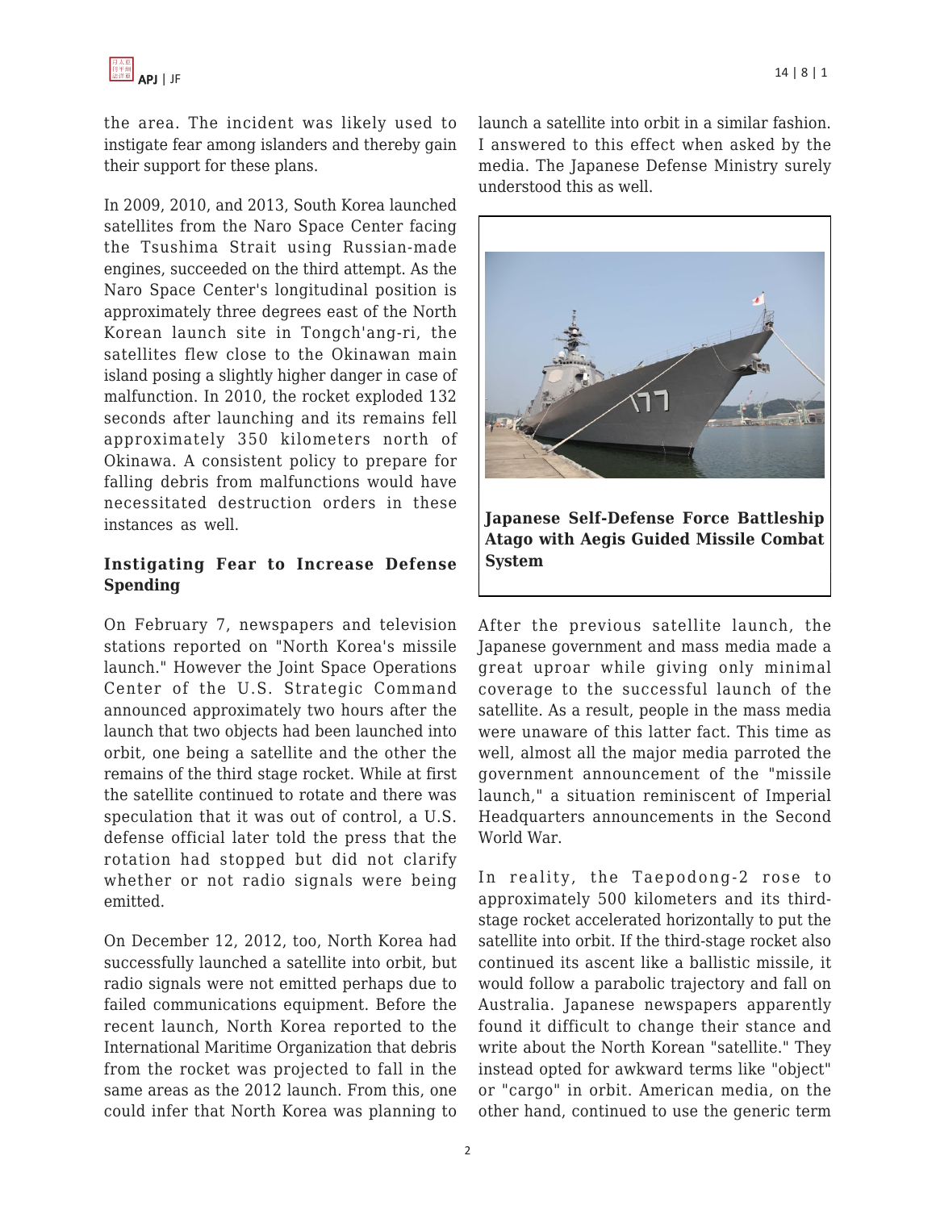the area. The incident was likely used to instigate fear among islanders and thereby gain their support for these plans.

In 2009, 2010, and 2013, South Korea launched satellites from the Naro Space Center facing the Tsushima Strait using Russian-made engines, succeeded on the third attempt. As the Naro Space Center's longitudinal position is approximately three degrees east of the North Korean launch site in Tongch'ang-ri, the satellites flew close to the Okinawan main island posing a slightly higher danger in case of malfunction. In 2010, the rocket exploded 132 seconds after launching and its remains fell approximately 350 kilometers north of Okinawa. A consistent policy to prepare for falling debris from malfunctions would have necessitated destruction orders in these instances as well.

### Instigating Fear to Increase Defense Spending

On February 7, newspapers and television stations reported on "North Korea's missile launch." However the Joint Space Operations Center of the U.S. Strategic Command announced approximately two hours after the launch that two objects had been launched into orbit, one being a satellite and the other the remains of the third stage rocket. While at first the satellite continued to rotate and there was speculation that it was out of control, a U.S. defense official later told the press that the rotation had stopped but did not clarify whether or not radio signals were being emitted.

On December 12, 2012, too, North Korea had successfully launched a satellite into orbit, but radio signals were not emitted perhaps due to failed communications equipment. Before the recent launch, North Korea reported to the International Maritime Organization that debris from the rocket was projected to fall in the same areas as the 2012 launch. From this, one could infer that North Korea was planning to launch a satellite into orbit in a similar fashion. I answered to this effect when asked by the media. The Japanese Defense Ministry surely understood this as well.

**Japanese Self-Defense Force Battleship Atago with Aegis Guided Missile Combat System**

After the previous satellite launch, the Japanese government and mass media made a great uproar while giving only minimal coverage to the successful launch of the satellite. As a result, people in the mass media were unaware of this latter fact. This time as well, almost all the major media parroted the government announcement of the "missile launch," a situation reminiscent of Imperial Headquarters announcements in the Second World War.

In reality, the Taepodong-2 rose to approximately 500 kilometers and its third-stage rocket accelerated horizontally to put the satellite into orbit. If the third-stage rocket also continued its ascent like a ballistic missile, it would follow a parabolic trajectory and fall on Australia. Japanese newspapers apparently found it difficult to change their stance and write about the North Korean "satellite." They instead opted for awkward terms like "object" or "cargo" in orbit. American media, on the other hand, continued to use the generic term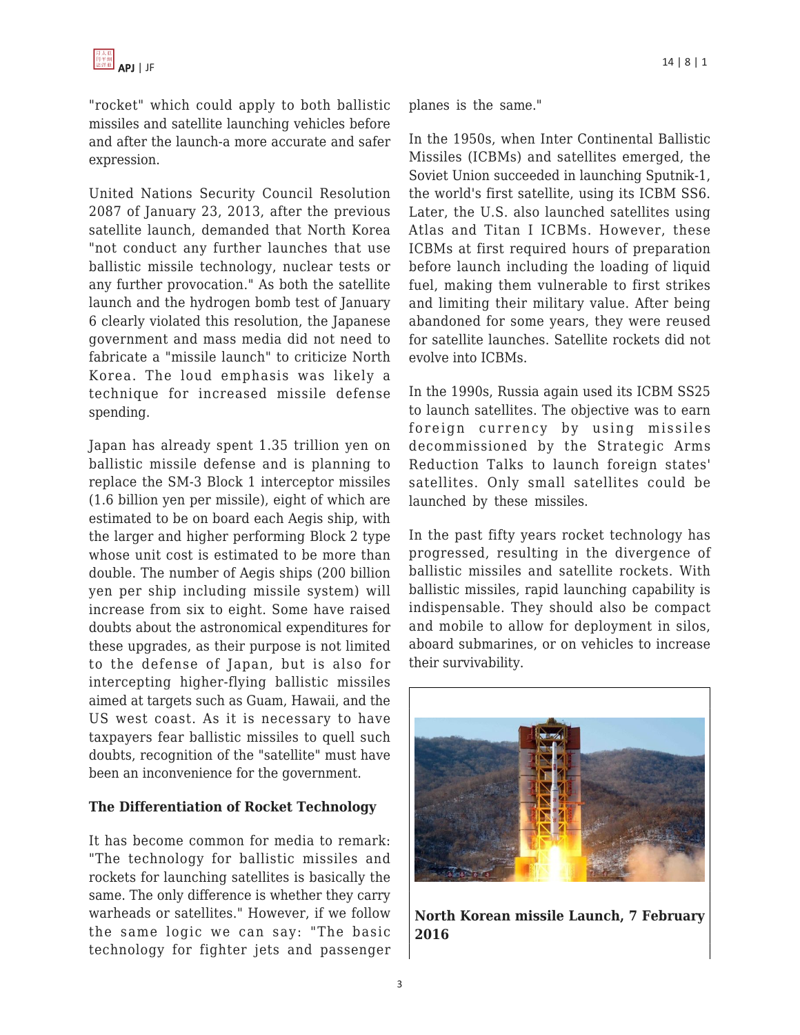"rocket" which could apply to both ballistic missiles and satellite launching vehicles before and after the launch-a more accurate and safer expression.

United Nations Security Council Resolution 2087 of January 23, 2013, after the previous satellite launch, demanded that North Korea "not conduct any further launches that use ballistic missile technology, nuclear tests or any further provocation." As both the satellite launch and the hydrogen bomb test of January 6 clearly violated this resolution, the Japanese government and mass media did not need to fabricate a "missile launch" to criticize North Korea. The loud emphasis was likely a technique for increased missile defense spending.

Japan has already spent 1.35 trillion yen on ballistic missile defense and is planning to replace the SM-3 Block 1 interceptor missiles (1.6 billion yen per missile), eight of which are estimated to be on board each Aegis ship, with the larger and higher performing Block 2 type whose unit cost is estimated to be more than double. The number of Aegis ships (200 billion yen per ship including missile system) will increase from six to eight. Some have raised doubts about the astronomical expenditures for these upgrades, as their purpose is not limited to the defense of Japan, but is also for intercepting higher-flying ballistic missiles aimed at targets such as Guam, Hawaii, and the US west coast. As it is necessary to have taxpayers fear ballistic missiles to quell such doubts, recognition of the "satellite" must have been an inconvenience for the government.

**The Differentiation of Rocket Technology**

It has become common for media to remark: "The technology for ballistic missiles and rockets for launching satellites is basically the same. The only difference is whether they carry warheads or satellites." However, if we follow the same logic we can say: "The basic technology for fighter jets and passenger planes is the same."

In the 1950s, when Inter Continental Ballistic Missiles (ICBMs) and satellites emerged, the Soviet Union succeeded in launching Sputnik-1, the world's first satellite, using its ICBM SS6. Later, the U.S. also launched satellites using Atlas and Titan I ICBMs. However, these ICBMs at first required hours of preparation before launch including the loading of liquid fuel, making them vulnerable to first strikes and limiting their military value. After being abandoned for some years, they were reused for satellite launches. Satellite rockets did not evolve into ICBMs.

In the 1990s, Russia again used its ICBM SS25 to launch satellites. The objective was to earn foreign currency by using missiles decommissioned by the Strategic Arms Reduction Talks to launch foreign states' satellites. Only small satellites could be launched by these missiles.

In the past fifty years rocket technology has progressed, resulting in the divergence of ballistic missiles and satellite rockets. With ballistic missiles, rapid launching capability is indispensable. They should also be compact and mobile to allow for deployment in silos, aboard submarines, or on vehicles to increase their survivability.

**North Korean missile Launch, 7 February 2016**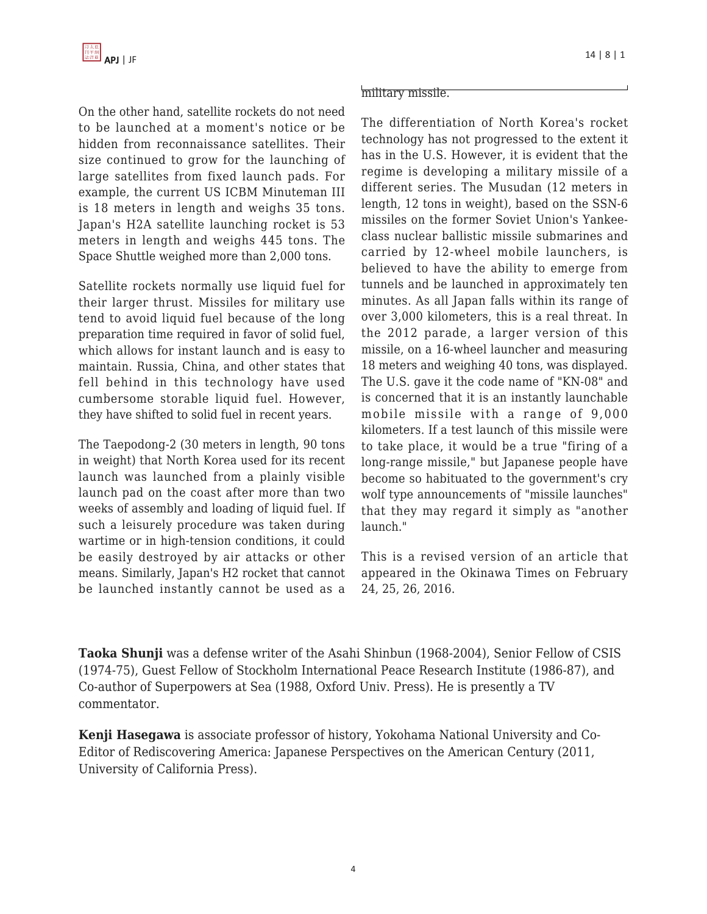On the other hand, satellite rockets do not need to be launched at a moment's notice or be hidden from reconnaissance satellites. Their size continued to grow for the launching of large satellites from fixed launch pads. For example, the current US ICBM Minuteman III is 18 meters in length and weighs 35 tons. Japan's H2A satellite launching rocket is 53 meters in length and weighs 445 tons. The Space Shuttle weighed more than 2,000 tons.

Satellite rockets normally use liquid fuel for their larger thrust. Missiles for military use tend to avoid liquid fuel because of the long preparation time required in favor of solid fuel, which allows for instant launch and is easy to maintain. Russia, China, and other states that fell behind in this technology have used cumbersome storable liquid fuel. However, they have shifted to solid fuel in recent years.

The Taepodong-2 (30 meters in length, 90 tons in weight) that North Korea used for its recent launch was launched from a plainly visible launch pad on the coast after more than two weeks of assembly and loading of liquid fuel. If such a leisurely procedure was taken during wartime or in high-tension conditions, it could be easily destroyed by air attacks or other means. Similarly, Japan's H2 rocket that cannot be launched instantly cannot be used as a military missile.

The differentiation of North Korea's rocket technology has not progressed to the extent it has in the U.S. However, it is evident that the regime is developing a military missile of a different series. The Musudan (12 meters in length, 12 tons in weight), based on the SSN-6 missiles on the former Soviet Union's Yankee-class nuclear ballistic missile submarines and carried by 12-wheel mobile launchers, is believed to have the ability to emerge from tunnels and be launched in approximately ten minutes. As all Japan falls within its range of over 3,000 kilometers, this is a real threat. In the 2012 parade, a larger version of this missile, on a 16-wheel launcher and measuring 18 meters and weighing 40 tons, was displayed. The U.S. gave it the code name of "KN-08" and is concerned that it is an instantly launchable mobile missile with a range of 9,000 kilometers. If a test launch of this missile were to take place, it would be a true "firing of a long-range missile," but Japanese people have become so habituated to the government's cry wolf type announcements of "missile launches" that they may regard it simply as "another launch."

This is a revised version of an article that appeared in the Okinawa Times on February 24, 25, 26, 2016.

**Taoka Shunji** was a defense writer of the Asahi Shinbun (1968-2004), Senior Fellow of CSIS (1974-75), Guest Fellow of Stockholm International Peace Research Institute (1986-87), and Co-author of Superpowers at Sea (1988, Oxford Univ. Press). He is presently a TV commentator.

**Kenji Hasegawa** is associate professor of history, Yokohama National University and Co-Editor of Rediscovering America: Japanese Perspectives on the American Century (2011, University of California Press).